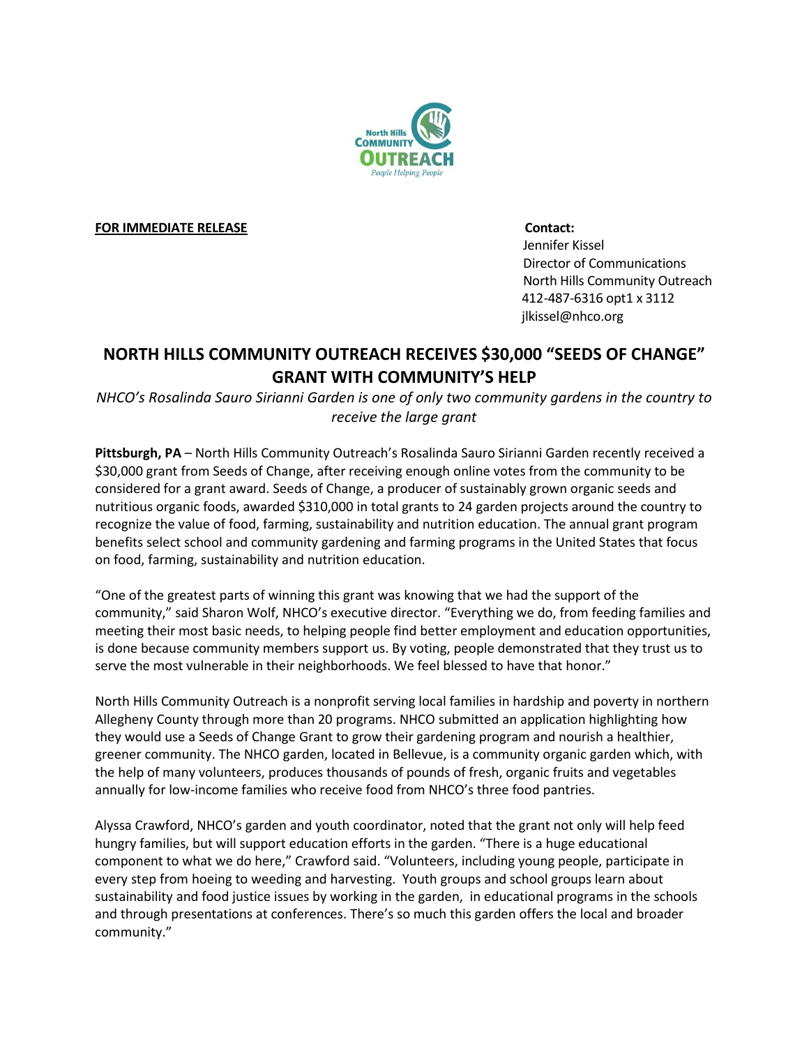North Hills Community Outreach
People Helping People

**FOR IMMEDIATE RELEASE**

**Contact:**
Jennifer Kissel
Director of Communications
North Hills Community Outreach
412-487-6316 opt1 x 3112
jlkissel@nhco.org

# NORTH HILLS COMMUNITY OUTREACH RECEIVES $30,000 "SEEDS OF CHANGE" GRANT WITH COMMUNITY'S HELP

*NHCO's Rosalinda Sauro Sirianni Garden is one of only two community gardens in the country to receive the large grant*

**Pittsburgh, PA** – North Hills Community Outreach's Rosalinda Sauro Sirianni Garden recently received a $30,000 grant from Seeds of Change, after receiving enough online votes from the community to be considered for a grant award. Seeds of Change, a producer of sustainably grown organic seeds and nutritious organic foods, awarded $310,000 in total grants to 24 garden projects around the country to recognize the value of food, farming, sustainability and nutrition education. The annual grant program benefits select school and community gardening and farming programs in the United States that focus on food, farming, sustainability and nutrition education.

"One of the greatest parts of winning this grant was knowing that we had the support of the community," said Sharon Wolf, NHCO's executive director. "Everything we do, from feeding families and meeting their most basic needs, to helping people find better employment and education opportunities, is done because community members support us. By voting, people demonstrated that they trust us to serve the most vulnerable in their neighborhoods. We feel blessed to have that honor."

North Hills Community Outreach is a nonprofit serving local families in hardship and poverty in northern Allegheny County through more than 20 programs. NHCO submitted an application highlighting how they would use a Seeds of Change Grant to grow their gardening program and nourish a healthier, greener community. The NHCO garden, located in Bellevue, is a community organic garden which, with the help of many volunteers, produces thousands of pounds of fresh, organic fruits and vegetables annually for low-income families who receive food from NHCO's three food pantries.

Alyssa Crawford, NHCO's garden and youth coordinator, noted that the grant not only will help feed hungry families, but will support education efforts in the garden. "There is a huge educational component to what we do here," Crawford said. "Volunteers, including young people, participate in every step from hoeing to weeding and harvesting. Youth groups and school groups learn about sustainability and food justice issues by working in the garden, in educational programs in the schools and through presentations at conferences. There's so much this garden offers the local and broader community."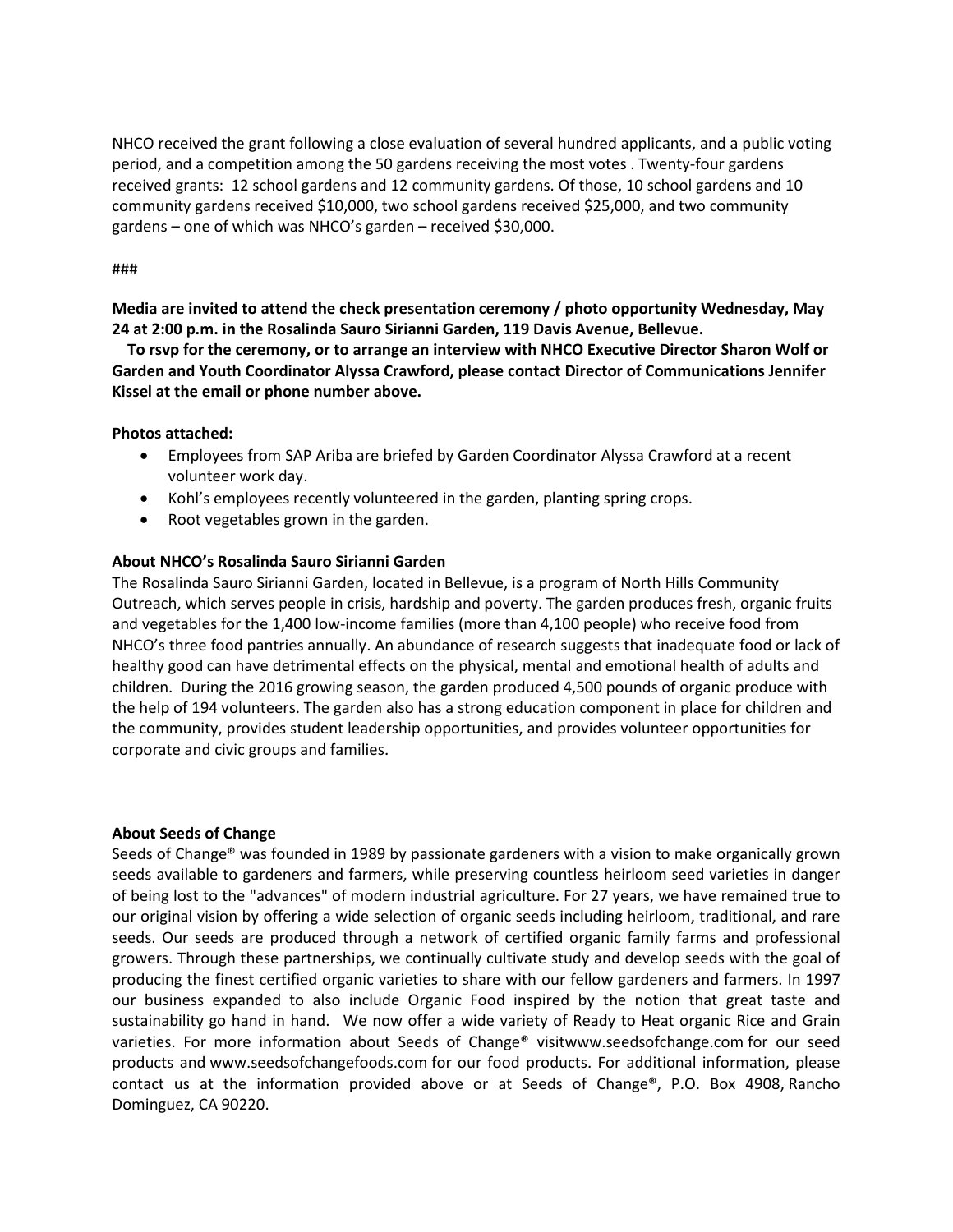NHCO received the grant following a close evaluation of several hundred applicants, ~~and~~ a public voting period, and a competition among the 50 gardens receiving the most votes . Twenty-four gardens received grants: 12 school gardens and 12 community gardens. Of those, 10 school gardens and 10 community gardens received $10,000, two school gardens received $25,000, and two community gardens – one of which was NHCO's garden – received $30,000.

###

**Media are invited to attend the check presentation ceremony / photo opportunity Wednesday, May 24 at 2:00 p.m. in the Rosalinda Sauro Sirianni Garden, 119 Davis Avenue, Bellevue.**

**To rsvp for the ceremony, or to arrange an interview with NHCO Executive Director Sharon Wolf or Garden and Youth Coordinator Alyssa Crawford, please contact Director of Communications Jennifer Kissel at the email or phone number above.**

**Photos attached:**

- Employees from SAP Ariba are briefed by Garden Coordinator Alyssa Crawford at a recent volunteer work day.
- Kohl's employees recently volunteered in the garden, planting spring crops.
- Root vegetables grown in the garden.

**About NHCO's Rosalinda Sauro Sirianni Garden**

The Rosalinda Sauro Sirianni Garden, located in Bellevue, is a program of North Hills Community Outreach, which serves people in crisis, hardship and poverty. The garden produces fresh, organic fruits and vegetables for the 1,400 low-income families (more than 4,100 people) who receive food from NHCO's three food pantries annually. An abundance of research suggests that inadequate food or lack of healthy good can have detrimental effects on the physical, mental and emotional health of adults and children. During the 2016 growing season, the garden produced 4,500 pounds of organic produce with the help of 194 volunteers. The garden also has a strong education component in place for children and the community, provides student leadership opportunities, and provides volunteer opportunities for corporate and civic groups and families.

**About Seeds of Change**

Seeds of Change® was founded in 1989 by passionate gardeners with a vision to make organically grown seeds available to gardeners and farmers, while preserving countless heirloom seed varieties in danger of being lost to the "advances" of modern industrial agriculture. For 27 years, we have remained true to our original vision by offering a wide selection of organic seeds including heirloom, traditional, and rare seeds. Our seeds are produced through a network of certified organic family farms and professional growers. Through these partnerships, we continually cultivate study and develop seeds with the goal of producing the finest certified organic varieties to share with our fellow gardeners and farmers. In 1997 our business expanded to also include Organic Food inspired by the notion that great taste and sustainability go hand in hand. We now offer a wide variety of Ready to Heat organic Rice and Grain varieties. For more information about Seeds of Change® visitwww.seedsofchange.com for our seed products and www.seedsofchangefoods.com for our food products. For additional information, please contact us at the information provided above or at Seeds of Change®, P.O. Box 4908, Rancho Dominguez, CA 90220.